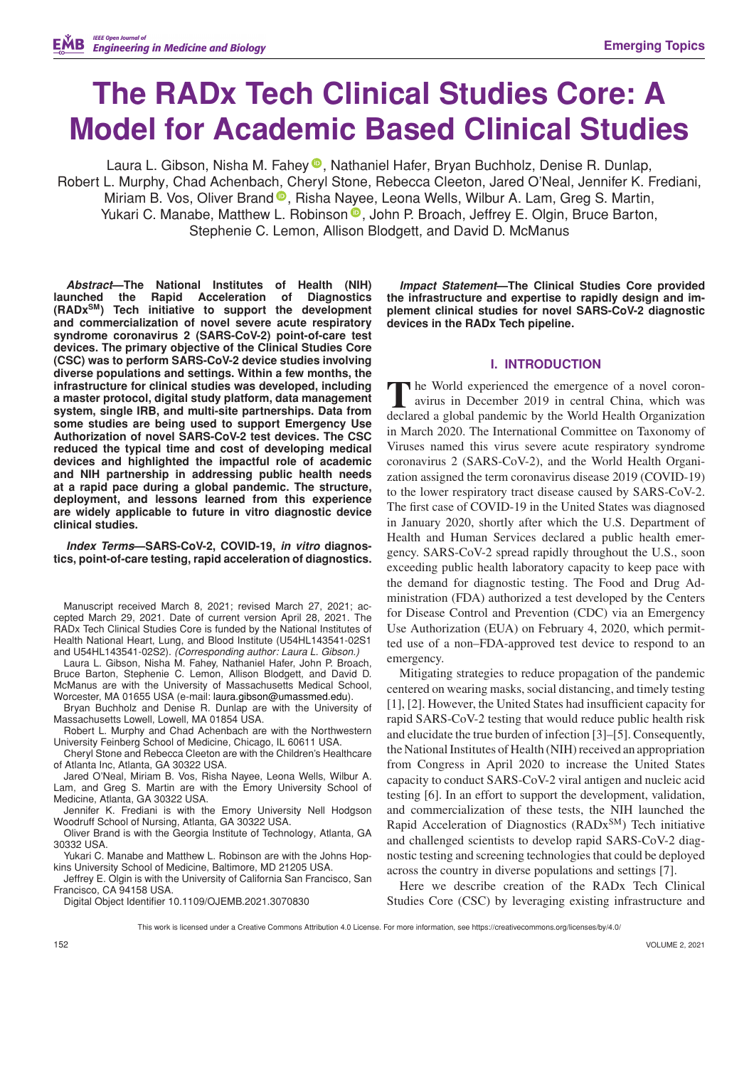# The RADx Tech Clinical Studies Core: A Model for Academic Based Clinical Studies

Laura L. Gibson, Nisha M. Fahey, Nathaniel Hafer, Bryan Buchholz, Denise R. Dunlap, Robert L. Murphy, Chad Achenbach, Cheryl Stone, Rebecca Cleeton, Jared O'Neal, Jennifer K. Frediani, Miriam B. Vos, Oliver Brand, Risha Nayee, Leona Wells, Wilbur A. Lam, Greg S. Martin, Yukari C. Manabe, Matthew L. Robinson, John P. Broach, Jeffrey E. Olgin, Bruce Barton, Stephenie C. Lemon, Allison Blodgett, and David D. McManus

***Abstract*—The National Institutes of Health (NIH) launched the Rapid Acceleration of Diagnostics (RADx[SM]) Tech initiative to support the development and commercialization of novel severe acute respiratory syndrome coronavirus 2 (SARS-CoV-2) point-of-care test devices. The primary objective of the Clinical Studies Core (CSC) was to perform SARS-CoV-2 device studies involving diverse populations and settings. Within a few months, the infrastructure for clinical studies was developed, including a master protocol, digital study platform, data management system, single IRB, and multi-site partnerships. Data from some studies are being used to support Emergency Use Authorization of novel SARS-CoV-2 test devices. The CSC reduced the typical time and cost of developing medical devices and highlighted the impactful role of academic and NIH partnership in addressing public health needs at a rapid pace during a global pandemic. The structure, deployment, and lessons learned from this experience are widely applicable to future in vitro diagnostic device clinical studies.**

***Index Terms*—SARS-CoV-2, COVID-19, *in vitro* diagnostics, point-of-care testing, rapid acceleration of diagnostics.**

Manuscript received March 8, 2021; revised March 27, 2021; accepted March 29, 2021. Date of current version April 28, 2021. The RADx Tech Clinical Studies Core is funded by the National Institutes of Health National Heart, Lung, and Blood Institute (U54HL143541-02S1 and U54HL143541-02S2). *(Corresponding author: Laura L. Gibson.)*

Laura L. Gibson, Nisha M. Fahey, Nathaniel Hafer, John P. Broach, Bruce Barton, Stephenie C. Lemon, Allison Blodgett, and David D. McManus are with the University of Massachusetts Medical School, Worcester, MA 01655 USA (e-mail: laura.gibson@umassmed.edu).

Bryan Buchholz and Denise R. Dunlap are with the University of Massachusetts Lowell, Lowell, MA 01854 USA.

Robert L. Murphy and Chad Achenbach are with the Northwestern University Feinberg School of Medicine, Chicago, IL 60611 USA.

Cheryl Stone and Rebecca Cleeton are with the Children's Healthcare of Atlanta Inc, Atlanta, GA 30322 USA.

Jared O'Neal, Miriam B. Vos, Risha Nayee, Leona Wells, Wilbur A. Lam, and Greg S. Martin are with the Emory University School of Medicine, Atlanta, GA 30322 USA.

Jennifer K. Frediani is with the Emory University Nell Hodgson Woodruff School of Nursing, Atlanta, GA 30322 USA.

Oliver Brand is with the Georgia Institute of Technology, Atlanta, GA 30332 USA.

Yukari C. Manabe and Matthew L. Robinson are with the Johns Hopkins University School of Medicine, Baltimore, MD 21205 USA.

Jeffrey E. Olgin is with the University of California San Francisco, San Francisco, CA 94158 USA.

Digital Object Identifier 10.1109/OJEMB.2021.3070830

***Impact Statement*—The Clinical Studies Core provided the infrastructure and expertise to rapidly design and implement clinical studies for novel SARS-CoV-2 diagnostic devices in the RADx Tech pipeline.**

## I. INTRODUCTION

The World experienced the emergence of a novel coronavirus in December 2019 in central China, which was declared a global pandemic by the World Health Organization in March 2020. The International Committee on Taxonomy of Viruses named this virus severe acute respiratory syndrome coronavirus 2 (SARS-CoV-2), and the World Health Organization assigned the term coronavirus disease 2019 (COVID-19) to the lower respiratory tract disease caused by SARS-CoV-2. The first case of COVID-19 in the United States was diagnosed in January 2020, shortly after which the U.S. Department of Health and Human Services declared a public health emergency. SARS-CoV-2 spread rapidly throughout the U.S., soon exceeding public health laboratory capacity to keep pace with the demand for diagnostic testing. The Food and Drug Administration (FDA) authorized a test developed by the Centers for Disease Control and Prevention (CDC) via an Emergency Use Authorization (EUA) on February 4, 2020, which permitted use of a non–FDA-approved test device to respond to an emergency.

Mitigating strategies to reduce propagation of the pandemic centered on wearing masks, social distancing, and timely testing [1], [2]. However, the United States had insufficient capacity for rapid SARS-CoV-2 testing that would reduce public health risk and elucidate the true burden of infection [3]–[5]. Consequently, the National Institutes of Health (NIH) received an appropriation from Congress in April 2020 to increase the United States capacity to conduct SARS-CoV-2 viral antigen and nucleic acid testing [6]. In an effort to support the development, validation, and commercialization of these tests, the NIH launched the Rapid Acceleration of Diagnostics (RADx[SM]) Tech initiative and challenged scientists to develop rapid SARS-CoV-2 diagnostic testing and screening technologies that could be deployed across the country in diverse populations and settings [7].

Here we describe creation of the RADx Tech Clinical Studies Core (CSC) by leveraging existing infrastructure and

This work is licensed under a Creative Commons Attribution 4.0 License. For more information, see https://creativecommons.org/licenses/by/4.0/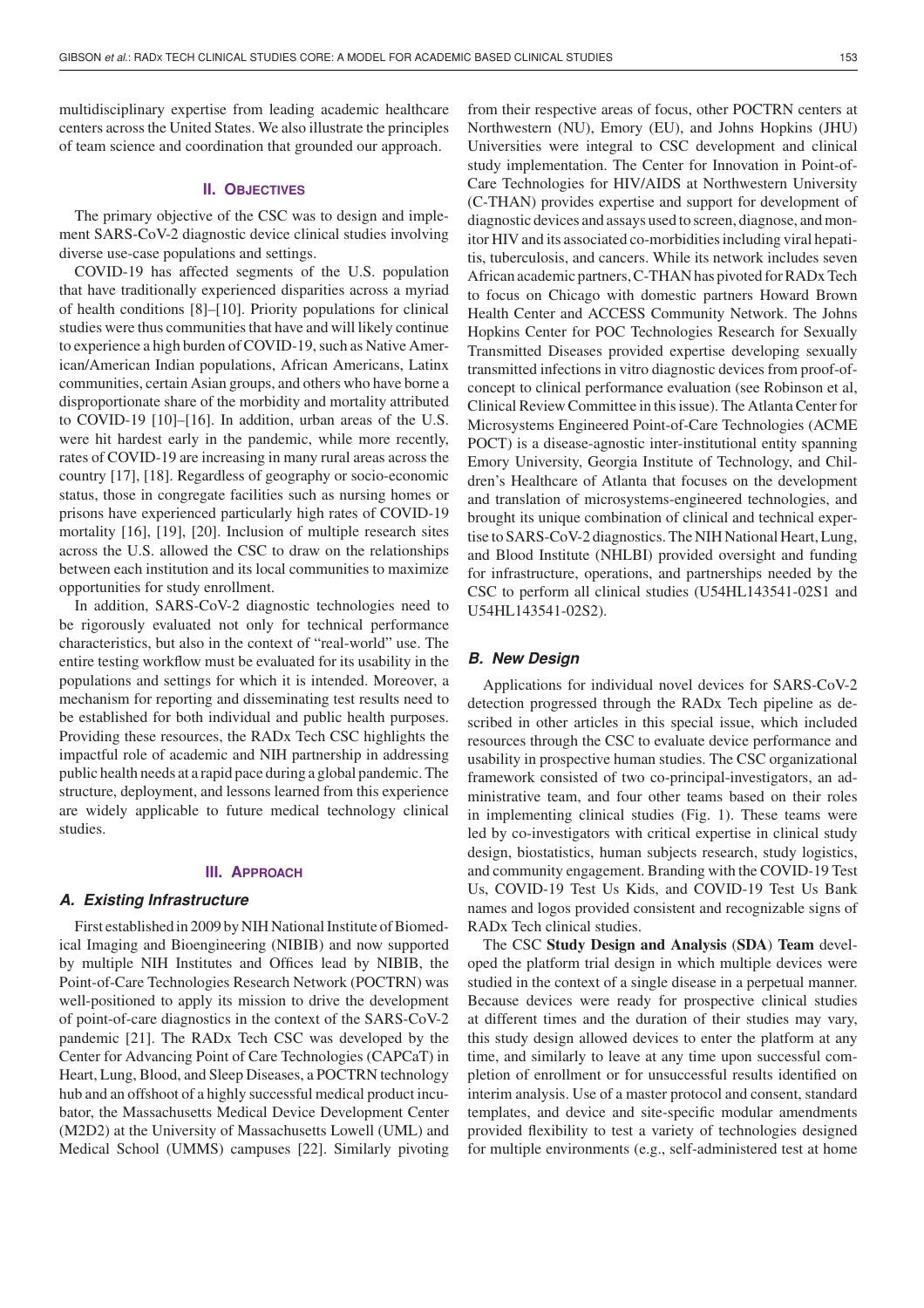multidisciplinary expertise from leading academic healthcare centers across the United States. We also illustrate the principles of team science and coordination that grounded our approach.

## II. Objectives

The primary objective of the CSC was to design and implement SARS-CoV-2 diagnostic device clinical studies involving diverse use-case populations and settings.

COVID-19 has affected segments of the U.S. population that have traditionally experienced disparities across a myriad of health conditions [8]–[10]. Priority populations for clinical studies were thus communities that have and will likely continue to experience a high burden of COVID-19, such as Native American/American Indian populations, African Americans, Latinx communities, certain Asian groups, and others who have borne a disproportionate share of the morbidity and mortality attributed to COVID-19 [10]–[16]. In addition, urban areas of the U.S. were hit hardest early in the pandemic, while more recently, rates of COVID-19 are increasing in many rural areas across the country [17], [18]. Regardless of geography or socio-economic status, those in congregate facilities such as nursing homes or prisons have experienced particularly high rates of COVID-19 mortality [16], [19], [20]. Inclusion of multiple research sites across the U.S. allowed the CSC to draw on the relationships between each institution and its local communities to maximize opportunities for study enrollment.

In addition, SARS-CoV-2 diagnostic technologies need to be rigorously evaluated not only for technical performance characteristics, but also in the context of "real-world" use. The entire testing workflow must be evaluated for its usability in the populations and settings for which it is intended. Moreover, a mechanism for reporting and disseminating test results need to be established for both individual and public health purposes. Providing these resources, the RADx Tech CSC highlights the impactful role of academic and NIH partnership in addressing public health needs at a rapid pace during a global pandemic. The structure, deployment, and lessons learned from this experience are widely applicable to future medical technology clinical studies.

## III. Approach

### A. Existing Infrastructure

First established in 2009 by NIH National Institute of Biomedical Imaging and Bioengineering (NIBIB) and now supported by multiple NIH Institutes and Offices lead by NIBIB, the Point-of-Care Technologies Research Network (POCTRN) was well-positioned to apply its mission to drive the development of point-of-care diagnostics in the context of the SARS-CoV-2 pandemic [21]. The RADx Tech CSC was developed by the Center for Advancing Point of Care Technologies (CAPCaT) in Heart, Lung, Blood, and Sleep Diseases, a POCTRN technology hub and an offshoot of a highly successful medical product incubator, the Massachusetts Medical Device Development Center (M2D2) at the University of Massachusetts Lowell (UML) and Medical School (UMMS) campuses [22]. Similarly pivoting from their respective areas of focus, other POCTRN centers at Northwestern (NU), Emory (EU), and Johns Hopkins (JHU) Universities were integral to CSC development and clinical study implementation. The Center for Innovation in Point-of-Care Technologies for HIV/AIDS at Northwestern University (C-THAN) provides expertise and support for development of diagnostic devices and assays used to screen, diagnose, and monitor HIV and its associated co-morbidities including viral hepatitis, tuberculosis, and cancers. While its network includes seven African academic partners, C-THAN has pivoted for RADx Tech to focus on Chicago with domestic partners Howard Brown Health Center and ACCESS Community Network. The Johns Hopkins Center for POC Technologies Research for Sexually Transmitted Diseases provided expertise developing sexually transmitted infections in vitro diagnostic devices from proof-of-concept to clinical performance evaluation (see Robinson et al, Clinical Review Committee in this issue). The Atlanta Center for Microsystems Engineered Point-of-Care Technologies (ACME POCT) is a disease-agnostic inter-institutional entity spanning Emory University, Georgia Institute of Technology, and Children's Healthcare of Atlanta that focuses on the development and translation of microsystems-engineered technologies, and brought its unique combination of clinical and technical expertise to SARS-CoV-2 diagnostics. The NIH National Heart, Lung, and Blood Institute (NHLBI) provided oversight and funding for infrastructure, operations, and partnerships needed by the CSC to perform all clinical studies (U54HL143541-02S1 and U54HL143541-02S2).

### B. New Design

Applications for individual novel devices for SARS-CoV-2 detection progressed through the RADx Tech pipeline as described in other articles in this special issue, which included resources through the CSC to evaluate device performance and usability in prospective human studies. The CSC organizational framework consisted of two co-principal-investigators, an administrative team, and four other teams based on their roles in implementing clinical studies (Fig. 1). These teams were led by co-investigators with critical expertise in clinical study design, biostatistics, human subjects research, study logistics, and community engagement. Branding with the COVID-19 Test Us, COVID-19 Test Us Kids, and COVID-19 Test Us Bank names and logos provided consistent and recognizable signs of RADx Tech clinical studies.

The CSC **Study Design and Analysis (SDA) Team** developed the platform trial design in which multiple devices were studied in the context of a single disease in a perpetual manner. Because devices were ready for prospective clinical studies at different times and the duration of their studies may vary, this study design allowed devices to enter the platform at any time, and similarly to leave at any time upon successful completion of enrollment or for unsuccessful results identified on interim analysis. Use of a master protocol and consent, standard templates, and device and site-specific modular amendments provided flexibility to test a variety of technologies designed for multiple environments (e.g., self-administered test at home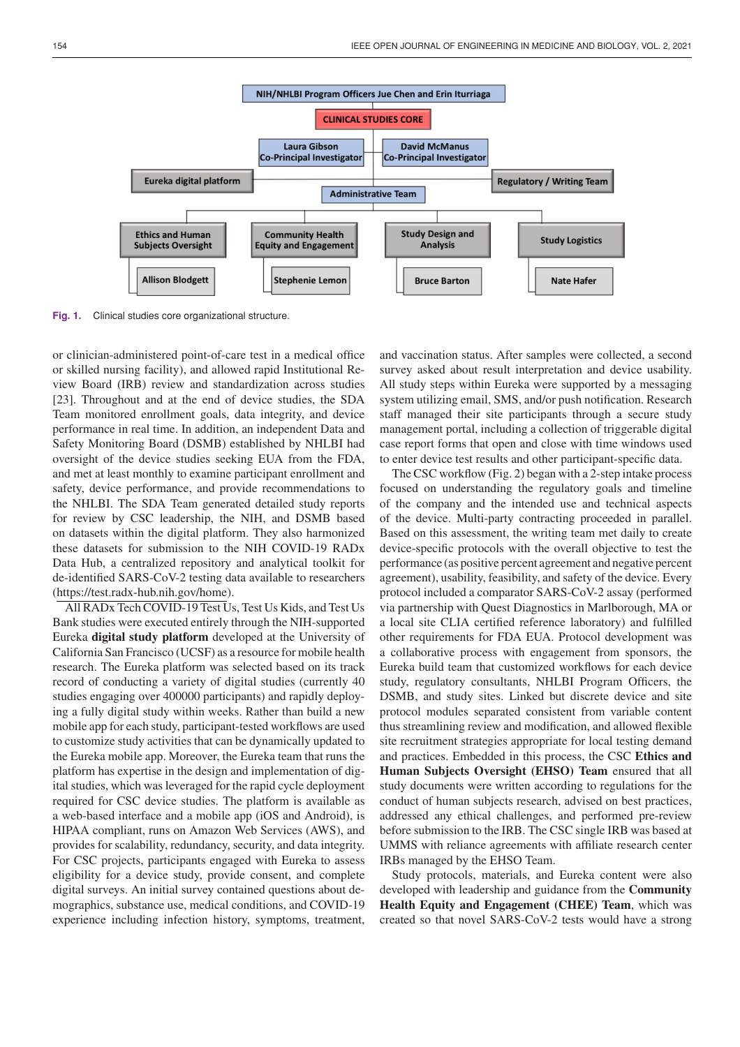Fig. 1. Clinical studies core organizational structure.

or clinician-administered point-of-care test in a medical office or skilled nursing facility), and allowed rapid Institutional Review Board (IRB) review and standardization across studies [23]. Throughout and at the end of device studies, the SDA Team monitored enrollment goals, data integrity, and device performance in real time. In addition, an independent Data and Safety Monitoring Board (DSMB) established by NHLBI had oversight of the device studies seeking EUA from the FDA, and met at least monthly to examine participant enrollment and safety, device performance, and provide recommendations to the NHLBI. The SDA Team generated detailed study reports for review by CSC leadership, the NIH, and DSMB based on datasets within the digital platform. They also harmonized these datasets for submission to the NIH COVID-19 RADx Data Hub, a centralized repository and analytical toolkit for de-identified SARS-CoV-2 testing data available to researchers (https://test.radx-hub.nih.gov/home).

All RADx Tech COVID-19 Test Us, Test Us Kids, and Test Us Bank studies were executed entirely through the NIH-supported Eureka **digital study platform** developed at the University of California San Francisco (UCSF) as a resource for mobile health research. The Eureka platform was selected based on its track record of conducting a variety of digital studies (currently 40 studies engaging over 400000 participants) and rapidly deploying a fully digital study within weeks. Rather than build a new mobile app for each study, participant-tested workflows are used to customize study activities that can be dynamically updated to the Eureka mobile app. Moreover, the Eureka team that runs the platform has expertise in the design and implementation of digital studies, which was leveraged for the rapid cycle deployment required for CSC device studies. The platform is available as a web-based interface and a mobile app (iOS and Android), is HIPAA compliant, runs on Amazon Web Services (AWS), and provides for scalability, redundancy, security, and data integrity. For CSC projects, participants engaged with Eureka to assess eligibility for a device study, provide consent, and complete digital surveys. An initial survey contained questions about demographics, substance use, medical conditions, and COVID-19 experience including infection history, symptoms, treatment, and vaccination status. After samples were collected, a second survey asked about result interpretation and device usability. All study steps within Eureka were supported by a messaging system utilizing email, SMS, and/or push notification. Research staff managed their site participants through a secure study management portal, including a collection of triggerable digital case report forms that open and close with time windows used to enter device test results and other participant-specific data.

The CSC workflow (Fig. 2) began with a 2-step intake process focused on understanding the regulatory goals and timeline of the company and the intended use and technical aspects of the device. Multi-party contracting proceeded in parallel. Based on this assessment, the writing team met daily to create device-specific protocols with the overall objective to test the performance (as positive percent agreement and negative percent agreement), usability, feasibility, and safety of the device. Every protocol included a comparator SARS-CoV-2 assay (performed via partnership with Quest Diagnostics in Marlborough, MA or a local site CLIA certified reference laboratory) and fulfilled other requirements for FDA EUA. Protocol development was a collaborative process with engagement from sponsors, the Eureka build team that customized workflows for each device study, regulatory consultants, NHLBI Program Officers, the DSMB, and study sites. Linked but discrete device and site protocol modules separated consistent from variable content thus streamlining review and modification, and allowed flexible site recruitment strategies appropriate for local testing demand and practices. Embedded in this process, the CSC **Ethics and Human Subjects Oversight (EHSO) Team** ensured that all study documents were written according to regulations for the conduct of human subjects research, advised on best practices, addressed any ethical challenges, and performed pre-review before submission to the IRB. The CSC single IRB was based at UMMS with reliance agreements with affiliate research center IRBs managed by the EHSO Team.

Study protocols, materials, and Eureka content were also developed with leadership and guidance from the **Community Health Equity and Engagement (CHEE) Team**, which was created so that novel SARS-CoV-2 tests would have a strong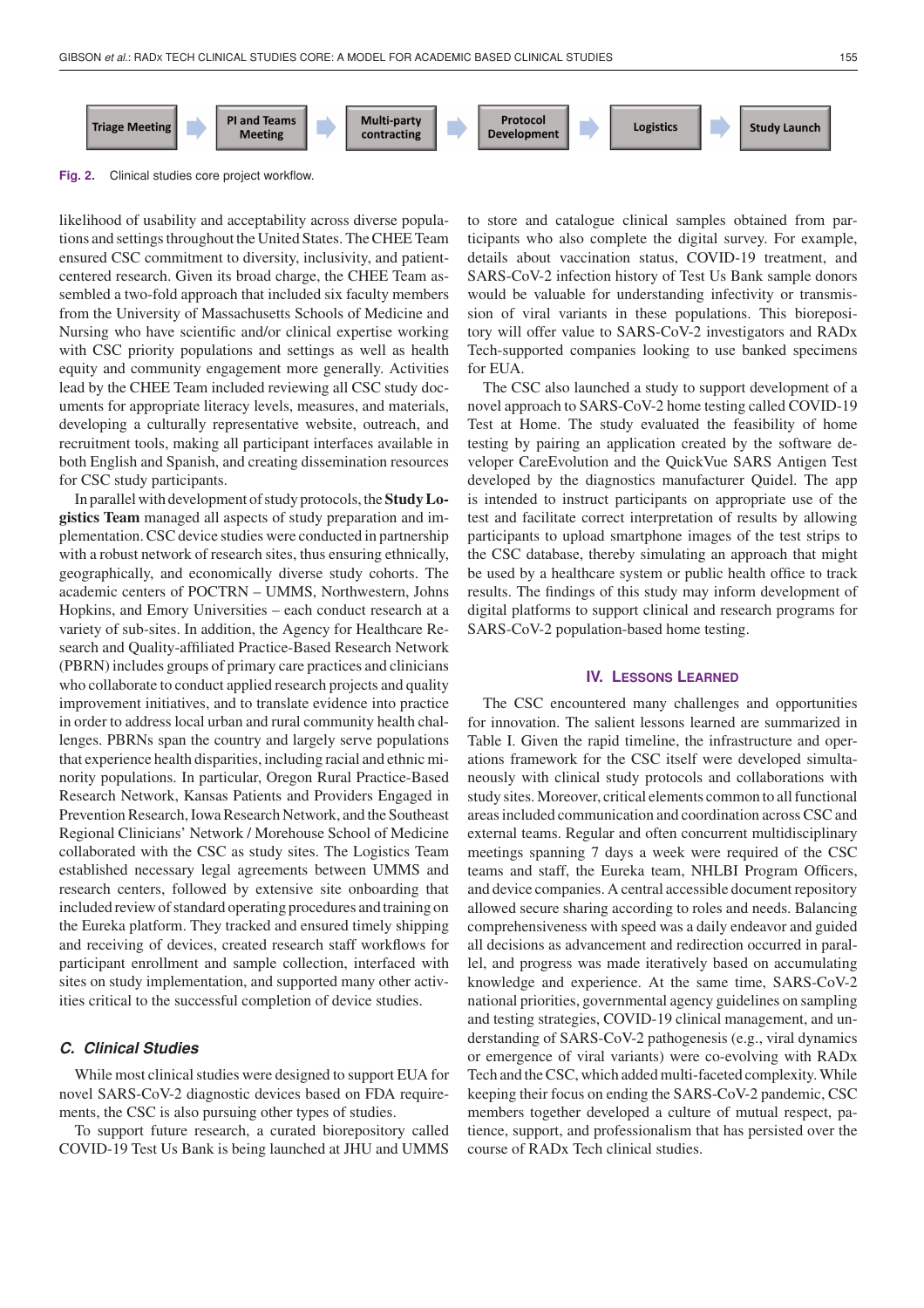Triage Meeting → PI and Teams Meeting → Multi-party contracting → Protocol Development → Logistics → Study Launch

**Fig. 2.** Clinical studies core project workflow.

likelihood of usability and acceptability across diverse populations and settings throughout the United States. The CHEE Team ensured CSC commitment to diversity, inclusivity, and patient-centered research. Given its broad charge, the CHEE Team assembled a two-fold approach that included six faculty members from the University of Massachusetts Schools of Medicine and Nursing who have scientific and/or clinical expertise working with CSC priority populations and settings as well as health equity and community engagement more generally. Activities lead by the CHEE Team included reviewing all CSC study documents for appropriate literacy levels, measures, and materials, developing a culturally representative website, outreach, and recruitment tools, making all participant interfaces available in both English and Spanish, and creating dissemination resources for CSC study participants.

In parallel with development of study protocols, the **Study Logistics Team** managed all aspects of study preparation and implementation. CSC device studies were conducted in partnership with a robust network of research sites, thus ensuring ethnically, geographically, and economically diverse study cohorts. The academic centers of POCTRN – UMMS, Northwestern, Johns Hopkins, and Emory Universities – each conduct research at a variety of sub-sites. In addition, the Agency for Healthcare Research and Quality-affiliated Practice-Based Research Network (PBRN) includes groups of primary care practices and clinicians who collaborate to conduct applied research projects and quality improvement initiatives, and to translate evidence into practice in order to address local urban and rural community health challenges. PBRNs span the country and largely serve populations that experience health disparities, including racial and ethnic minority populations. In particular, Oregon Rural Practice-Based Research Network, Kansas Patients and Providers Engaged in Prevention Research, Iowa Research Network, and the Southeast Regional Clinicians' Network / Morehouse School of Medicine collaborated with the CSC as study sites. The Logistics Team established necessary legal agreements between UMMS and research centers, followed by extensive site onboarding that included review of standard operating procedures and training on the Eureka platform. They tracked and ensured timely shipping and receiving of devices, created research staff workflows for participant enrollment and sample collection, interfaced with sites on study implementation, and supported many other activities critical to the successful completion of device studies.

### *C. Clinical Studies*

While most clinical studies were designed to support EUA for novel SARS-CoV-2 diagnostic devices based on FDA requirements, the CSC is also pursuing other types of studies.

To support future research, a curated biorepository called COVID-19 Test Us Bank is being launched at JHU and UMMS to store and catalogue clinical samples obtained from participants who also complete the digital survey. For example, details about vaccination status, COVID-19 treatment, and SARS-CoV-2 infection history of Test Us Bank sample donors would be valuable for understanding infectivity or transmission of viral variants in these populations. This biorepository will offer value to SARS-CoV-2 investigators and RADx Tech-supported companies looking to use banked specimens for EUA.

The CSC also launched a study to support development of a novel approach to SARS-CoV-2 home testing called COVID-19 Test at Home. The study evaluated the feasibility of home testing by pairing an application created by the software developer CareEvolution and the QuickVue SARS Antigen Test developed by the diagnostics manufacturer Quidel. The app is intended to instruct participants on appropriate use of the test and facilitate correct interpretation of results by allowing participants to upload smartphone images of the test strips to the CSC database, thereby simulating an approach that might be used by a healthcare system or public health office to track results. The findings of this study may inform development of digital platforms to support clinical and research programs for SARS-CoV-2 population-based home testing.

## IV. Lessons Learned

The CSC encountered many challenges and opportunities for innovation. The salient lessons learned are summarized in Table I. Given the rapid timeline, the infrastructure and operations framework for the CSC itself were developed simultaneously with clinical study protocols and collaborations with study sites. Moreover, critical elements common to all functional areas included communication and coordination across CSC and external teams. Regular and often concurrent multidisciplinary meetings spanning 7 days a week were required of the CSC teams and staff, the Eureka team, NHLBI Program Officers, and device companies. A central accessible document repository allowed secure sharing according to roles and needs. Balancing comprehensiveness with speed was a daily endeavor and guided all decisions as advancement and redirection occurred in parallel, and progress was made iteratively based on accumulating knowledge and experience. At the same time, SARS-CoV-2 national priorities, governmental agency guidelines on sampling and testing strategies, COVID-19 clinical management, and understanding of SARS-CoV-2 pathogenesis (e.g., viral dynamics or emergence of viral variants) were co-evolving with RADx Tech and the CSC, which added multi-faceted complexity. While keeping their focus on ending the SARS-CoV-2 pandemic, CSC members together developed a culture of mutual respect, patience, support, and professionalism that has persisted over the course of RADx Tech clinical studies.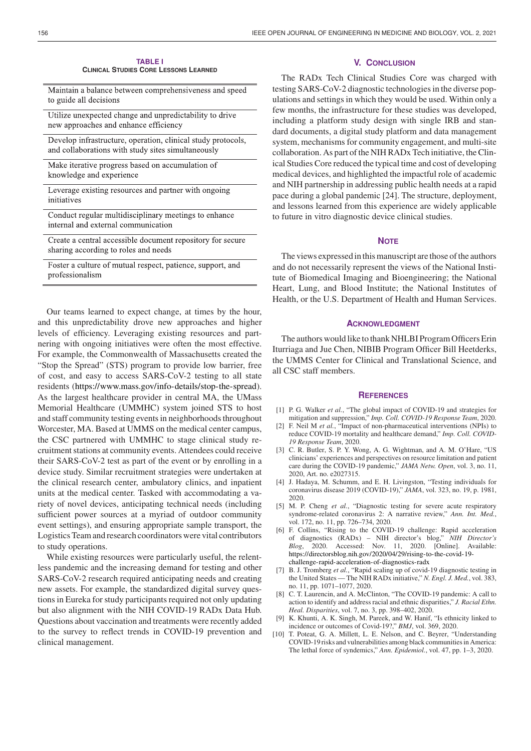**TABLE I**
**CLINICAL STUDIES CORE LESSONS LEARNED**

| |
|---|
| Maintain a balance between comprehensiveness and speed to guide all decisions |
| Utilize unexpected change and unpredictability to drive new approaches and enhance efficiency |
| Develop infrastructure, operation, clinical study protocols, and collaborations with study sites simultaneously |
| Make iterative progress based on accumulation of knowledge and experience |
| Leverage existing resources and partner with ongoing initiatives |
| Conduct regular multidisciplinary meetings to enhance internal and external communication |
| Create a central accessible document repository for secure sharing according to roles and needs |
| Foster a culture of mutual respect, patience, support, and professionalism |

Our teams learned to expect change, at times by the hour, and this unpredictability drove new approaches and higher levels of efficiency. Leveraging existing resources and partnering with ongoing initiatives were often the most effective. For example, the Commonwealth of Massachusetts created the "Stop the Spread" (STS) program to provide low barrier, free of cost, and easy to access SARS-CoV-2 testing to all state residents (https://www.mass.gov/info-details/stop-the-spread). As the largest healthcare provider in central MA, the UMass Memorial Healthcare (UMMHC) system joined STS to host and staff community testing events in neighborhoods throughout Worcester, MA. Based at UMMS on the medical center campus, the CSC partnered with UMMHC to stage clinical study recruitment stations at community events. Attendees could receive their SARS-CoV-2 test as part of the event or by enrolling in a device study. Similar recruitment strategies were undertaken at the clinical research center, ambulatory clinics, and inpatient units at the medical center. Tasked with accommodating a variety of novel devices, anticipating technical needs (including sufficient power sources at a myriad of outdoor community event settings), and ensuring appropriate sample transport, the Logistics Team and research coordinators were vital contributors to study operations.

While existing resources were particularly useful, the relentless pandemic and the increasing demand for testing and other SARS-CoV-2 research required anticipating needs and creating new assets. For example, the standardized digital survey questions in Eureka for study participants required not only updating but also alignment with the NIH COVID-19 RADx Data Hub. Questions about vaccination and treatments were recently added to the survey to reflect trends in COVID-19 prevention and clinical management.

## V. CONCLUSION

The RADx Tech Clinical Studies Core was charged with testing SARS-CoV-2 diagnostic technologies in the diverse populations and settings in which they would be used. Within only a few months, the infrastructure for these studies was developed, including a platform study design with single IRB and standard documents, a digital study platform and data management system, mechanisms for community engagement, and multi-site collaboration. As part of the NIH RADx Tech initiative, the Clinical Studies Core reduced the typical time and cost of developing medical devices, and highlighted the impactful role of academic and NIH partnership in addressing public health needs at a rapid pace during a global pandemic [24]. The structure, deployment, and lessons learned from this experience are widely applicable to future in vitro diagnostic device clinical studies.

## NOTE

The views expressed in this manuscript are those of the authors and do not necessarily represent the views of the National Institute of Biomedical Imaging and Bioengineering; the National Heart, Lung, and Blood Institute; the National Institutes of Health, or the U.S. Department of Health and Human Services.

## ACKNOWLEDGMENT

The authors would like to thank NHLBI Program Officers Erin Iturriaga and Jue Chen, NIBIB Program Officer Bill Heetderks, the UMMS Center for Clinical and Translational Science, and all CSC staff members.

## REFERENCES

[1] P. G. Walker *et al.*, "The global impact of COVID-19 and strategies for mitigation and suppression," *Imp. Coll. COVID-19 Response Team*, 2020.

[2] F. Neil M *et al.*, "Impact of non-pharmaceutical interventions (NPIs) to reduce COVID-19 mortality and healthcare demand," *Imp. Coll. COVID-19 Response Team*, 2020.

[3] C. R. Butler, S. P. Y. Wong, A. G. Wightman, and A. M. O'Hare, "US clinicians' experiences and perspectives on resource limitation and patient care during the COVID-19 pandemic," *JAMA Netw. Open*, vol. 3, no. 11, 2020, Art. no. e2027315.

[4] J. Hadaya, M. Schumm, and E. H. Livingston, "Testing individuals for coronavirus disease 2019 (COVID-19)," *JAMA*, vol. 323, no. 19, p. 1981, 2020.

[5] M. P. Cheng *et al.*, "Diagnostic testing for severe acute respiratory syndrome-related coronavirus 2: A narrative review," *Ann. Int. Med.*, vol. 172, no. 11, pp. 726–734, 2020.

[6] F. Collins, "Rising to the COVID-19 challenge: Rapid acceleration of diagnostics (RADx) – NIH director's blog," *NIH Director's Blog*, 2020. Accessed: Nov. 11, 2020. [Online]. Available: https://directorsblog.nih.gov/2020/04/29/rising-to-the-covid-19-challenge-rapid-acceleration-of-diagnostics-radx

[7] B. J. Tromberg *et al.*, "Rapid scaling up of covid-19 diagnostic testing in the United States — The NIH RADx initiative," *N. Engl. J. Med.*, vol. 383, no. 11, pp. 1071–1077, 2020.

[8] C. T. Laurencin, and A. McClinton, "The COVID-19 pandemic: A call to action to identify and address racial and ethnic disparities," *J. Racial Ethn. Heal. Disparities*, vol. 7, no. 3, pp. 398–402, 2020.

[9] K. Khunti, A. K. Singh, M. Pareek, and W. Hanif, "Is ethnicity linked to incidence or outcomes of Covid-19?," *BMJ*, vol. 369, 2020.

[10] T. Poteat, G. A. Millett, L. E. Nelson, and C. Beyrer, "Understanding COVID-19 risks and vulnerabilities among black communities in America: The lethal force of syndemics," *Ann. Epidemiol.*, vol. 47, pp. 1–3, 2020.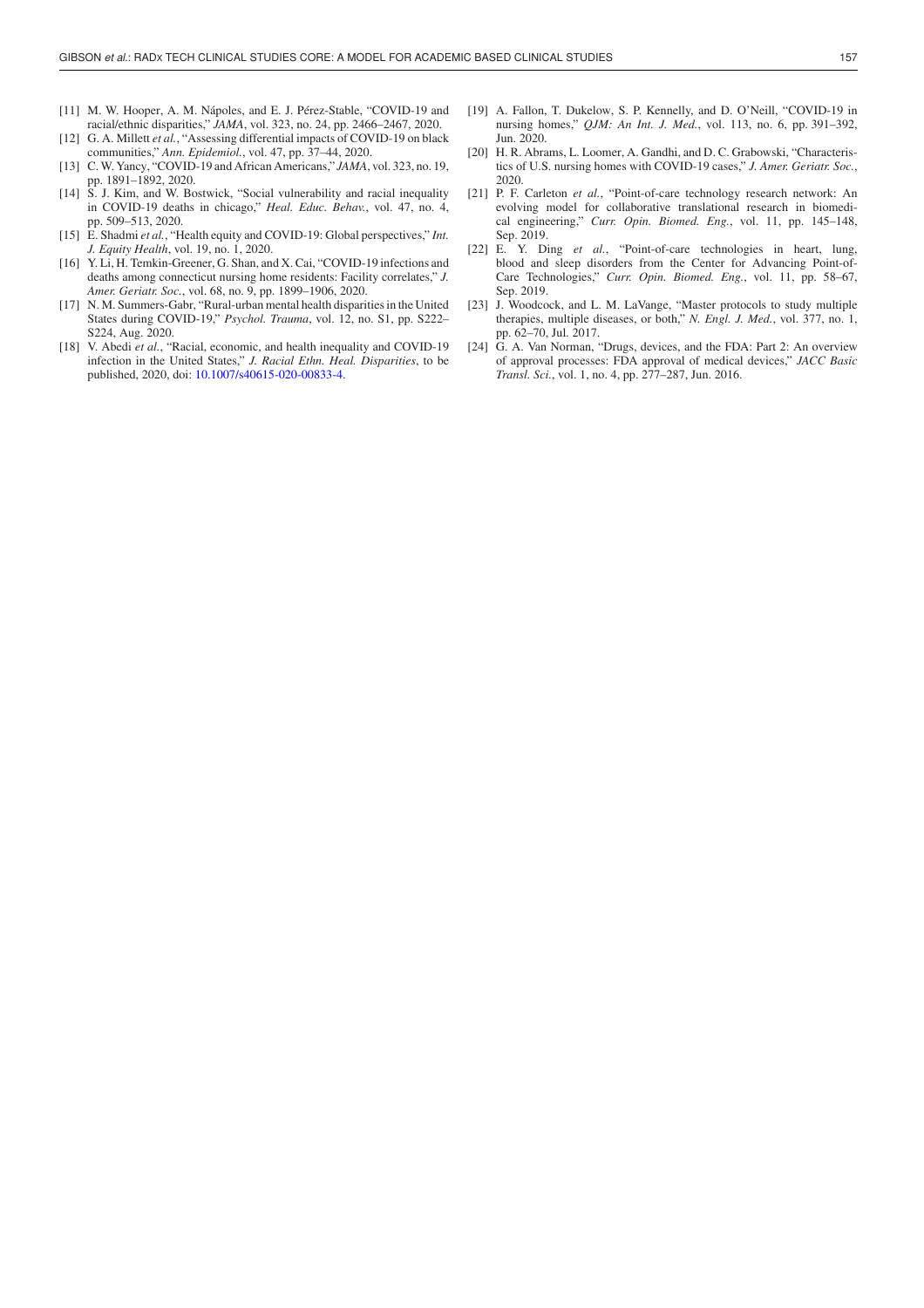[11] M. W. Hooper, A. M. Nápoles, and E. J. Pérez-Stable, "COVID-19 and racial/ethnic disparities," *JAMA*, vol. 323, no. 24, pp. 2466–2467, 2020.

[12] G. A. Millett *et al.*, "Assessing differential impacts of COVID-19 on black communities," *Ann. Epidemiol.*, vol. 47, pp. 37–44, 2020.

[13] C. W. Yancy, "COVID-19 and African Americans," *JAMA*, vol. 323, no. 19, pp. 1891–1892, 2020.

[14] S. J. Kim, and W. Bostwick, "Social vulnerability and racial inequality in COVID-19 deaths in chicago," *Heal. Educ. Behav.*, vol. 47, no. 4, pp. 509–513, 2020.

[15] E. Shadmi *et al.*, "Health equity and COVID-19: Global perspectives," *Int. J. Equity Health*, vol. 19, no. 1, 2020.

[16] Y. Li, H. Temkin-Greener, G. Shan, and X. Cai, "COVID-19 infections and deaths among connecticut nursing home residents: Facility correlates," *J. Amer. Geriatr. Soc.*, vol. 68, no. 9, pp. 1899–1906, 2020.

[17] N. M. Summers-Gabr, "Rural-urban mental health disparities in the United States during COVID-19," *Psychol. Trauma*, vol. 12, no. S1, pp. S222–S224, Aug. 2020.

[18] V. Abedi *et al.*, "Racial, economic, and health inequality and COVID-19 infection in the United States," *J. Racial Ethn. Heal. Disparities*, to be published, 2020, doi: 10.1007/s40615-020-00833-4.

[19] A. Fallon, T. Dukelow, S. P. Kennelly, and D. O'Neill, "COVID-19 in nursing homes," *QJM: An Int. J. Med.*, vol. 113, no. 6, pp. 391–392, Jun. 2020.

[20] H. R. Abrams, L. Loomer, A. Gandhi, and D. C. Grabowski, "Characteristics of U.S. nursing homes with COVID-19 cases," *J. Amer. Geriatr. Soc.*, 2020.

[21] P. F. Carleton *et al.*, "Point-of-care technology research network: An evolving model for collaborative translational research in biomedical engineering," *Curr. Opin. Biomed. Eng.*, vol. 11, pp. 145–148, Sep. 2019.

[22] E. Y. Ding *et al.*, "Point-of-care technologies in heart, lung, blood and sleep disorders from the Center for Advancing Point-of-Care Technologies," *Curr. Opin. Biomed. Eng.*, vol. 11, pp. 58–67, Sep. 2019.

[23] J. Woodcock, and L. M. LaVange, "Master protocols to study multiple therapies, multiple diseases, or both," *N. Engl. J. Med.*, vol. 377, no. 1, pp. 62–70, Jul. 2017.

[24] G. A. Van Norman, "Drugs, devices, and the FDA: Part 2: An overview of approval processes: FDA approval of medical devices," *JACC Basic Transl. Sci.*, vol. 1, no. 4, pp. 277–287, Jun. 2016.